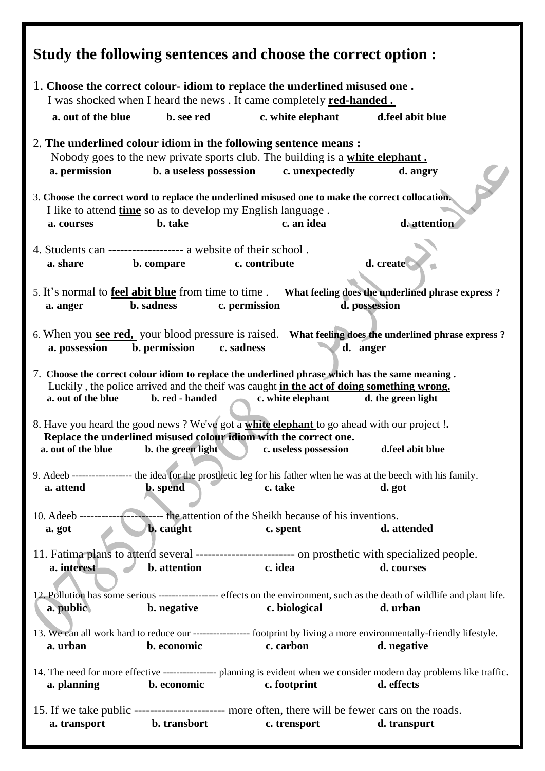# Study the following sentences and choose the correct option :

1. **Choose the correct colour- idiom to replace the underlined misused one .**
I was shocked when I heard the news . It came completely **red-handed .**

**a. out of the blue** **b. see red** **c. white elephant** **d.feel abit blue**

2. **The underlined colour idiom in the following sentence means :**
Nobody goes to the new private sports club. The building is a **white elephant .**

**a. permission** **b. a useless possession** **c. unexpectedly** **d. angry**

3. **Choose the correct word to replace the underlined misused one to make the correct collocation.**
I like to attend **time** so as to develop my English language .

**a. courses** **b. take** **c. an idea** **d. attention**

4. Students can ------------------- a website of their school .

**a. share** **b. compare** **c. contribute** **d. create**

5. It's normal to **feel abit blue** from time to time . **What feeling does the underlined phrase express ?**

**a. anger** **b. sadness** **c. permission** **d. possession**

6. When you **see red,** your blood pressure is raised. **What feeling does the underlined phrase express ?**

**a. possession** **b. permission** **c. sadness** **d. anger**

7. **Choose the correct colour idiom to replace the underlined phrase which has the same meaning .**
Luckily , the police arrived and the theif was caught **in the act of doing something wrong.**

**a. out of the blue** **b. red - handed** **c. white elephant** **d. the green light**

8. Have you heard the good news ? We've got a **white elephant** to go ahead with our project !.
**Replace the underlined misused colour idiom with the correct one.**

**a. out of the blue** **b. the green light** **c. useless possession** **d.feel abit blue**

9. Adeeb ----------------- the idea for the prosthetic leg for his father when he was at the beech with his family.

**a. attend** **b. spend** **c. take** **d. got**

10. Adeeb ---------------------- the attention of the Sheikh because of his inventions.

**a. got** **b. caught** **c. spent** **d. attended**

11. Fatima plans to attend several ------------------------- on prosthetic with specialized people.

**a. interest** **b. attention** **c. idea** **d. courses**

12. Pollution has some serious ----------------- effects on the environment, such as the death of wildlife and plant life.

**a. public** **b. negative** **c. biological** **d. urban**

13. We can all work hard to reduce our ---------------- footprint by living a more environmentally-friendly lifestyle.

**a. urban** **b. economic** **c. carbon** **d. negative**

14. The need for more effective --------------- planning is evident when we consider modern day problems like traffic.

**a. planning** **b. economic** **c. footprint** **d. effects**

15. If we take public ---------------------- more often, there will be fewer cars on the roads.

**a. transport** **b. transbort** **c. trensport** **d. transpurt**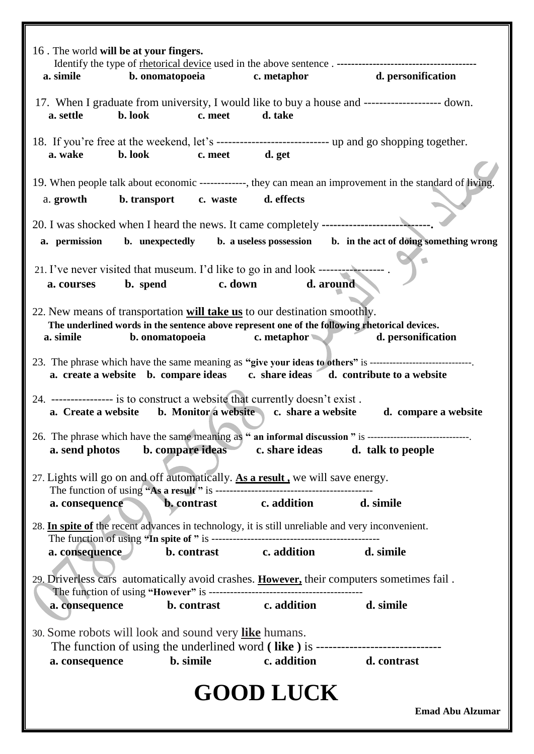16 . The world **will be at your fingers.**

Identify the type of rhetorical device used in the above sentence . ---------------------------------------

**a. simile** **b. onomatopoeia** **c. metaphor** **d. personification**

17. When I graduate from university, I would like to buy a house and -------------------- down.

**a. settle** **b. look** **c. meet** **d. take**

18. If you're free at the weekend, let's ----------------------------- up and go shopping together.

**a. wake** **b. look** **c. meet** **d. get**

19. When people talk about economic -------------, they can mean an improvement in the standard of living.

a. **growth** **b. transport** **c. waste** **d. effects**

20. I was shocked when I heard the news. It came completely ----------------------------.

**a. permission** **b. unexpectedly** **b. a useless possession** **b. in the act of doing something wrong**

21. I've never visited that museum. I'd like to go in and look ---------------- .

**a. courses** **b. spend** **c. down** **d. around**

22. New means of transportation **will take us** to our destination smoothly.

**The underlined words in the sentence above represent one of the following rhetorical devices.**

**a. simile** **b. onomatopoeia** **c. metaphor** **d. personification**

23. The phrase which have the same meaning as **"give your ideas to others"** is -------------------------------.

**a. create a website** **b. compare ideas** **c. share ideas** **d. contribute to a website**

24. ---------------- is to construct a website that currently doesn't exist .

**a. Create a website** **b. Monitor a website** **c. share a website** **d. compare a website**

26. The phrase which have the same meaning as **" an informal discussion "** is -------------------------------.

**a. send photos** **b. compare ideas** **c. share ideas** **d. talk to people**

27. Lights will go on and off automatically. **As a result ,** we will save energy.

The function of using **"As a result "** is ---------------------------------------------

**a. consequence** **b. contrast** **c. addition** **d. simile**

28. **In spite of** the recent advances in technology, it is still unreliable and very inconvenient.

The function of using **"In spite of "** is ------------------------------------------------

**a. consequence** **b. contrast** **c. addition** **d. simile**

29. Driverless cars automatically avoid crashes. **However,** their computers sometimes fail .

The function of using **"However"** is --------------------------------------------

**a. consequence** **b. contrast** **c. addition** **d. simile**

30. Some robots will look and sound very **like** humans.

The function of using the underlined word **( like )** is ------------------------------

**a. consequence** **b. simile** **c. addition** **d. contrast**

# GOOD LUCK

**Emad Abu Alzumar**